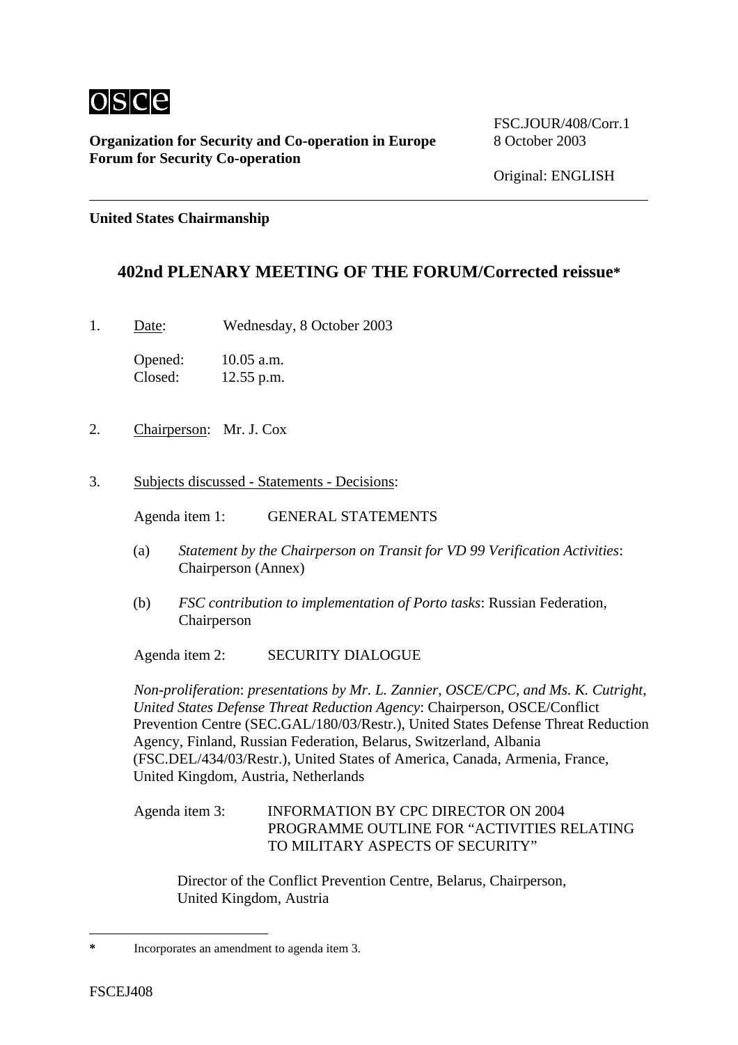osce

**Organization for Security and Co-operation in Europe**
**Forum for Security Co-operation**

FSC.JOUR/408/Corr.1
8 October 2003

Original: ENGLISH

**United States Chairmanship**

## 402nd PLENARY MEETING OF THE FORUM/Corrected reissue*

1. Date: Wednesday, 8 October 2003

   Opened: 10.05 a.m.
   Closed: 12.55 p.m.

2. Chairperson: Mr. J. Cox

3. Subjects discussed - Statements - Decisions:

   Agenda item 1: GENERAL STATEMENTS

   (a) *Statement by the Chairperson on Transit for VD 99 Verification Activities*: Chairperson (Annex)

   (b) *FSC contribution to implementation of Porto tasks*: Russian Federation, Chairperson

   Agenda item 2: SECURITY DIALOGUE

   *Non-proliferation*: *presentations by Mr. L. Zannier, OSCE/CPC, and Ms. K. Cutright, United States Defense Threat Reduction Agency*: Chairperson, OSCE/Conflict Prevention Centre (SEC.GAL/180/03/Restr.), United States Defense Threat Reduction Agency, Finland, Russian Federation, Belarus, Switzerland, Albania (FSC.DEL/434/03/Restr.), United States of America, Canada, Armenia, France, United Kingdom, Austria, Netherlands

   Agenda item 3: INFORMATION BY CPC DIRECTOR ON 2004 PROGRAMME OUTLINE FOR "ACTIVITIES RELATING TO MILITARY ASPECTS OF SECURITY"

   Director of the Conflict Prevention Centre, Belarus, Chairperson, United Kingdom, Austria

---

* Incorporates an amendment to agenda item 3.

FSCEJ408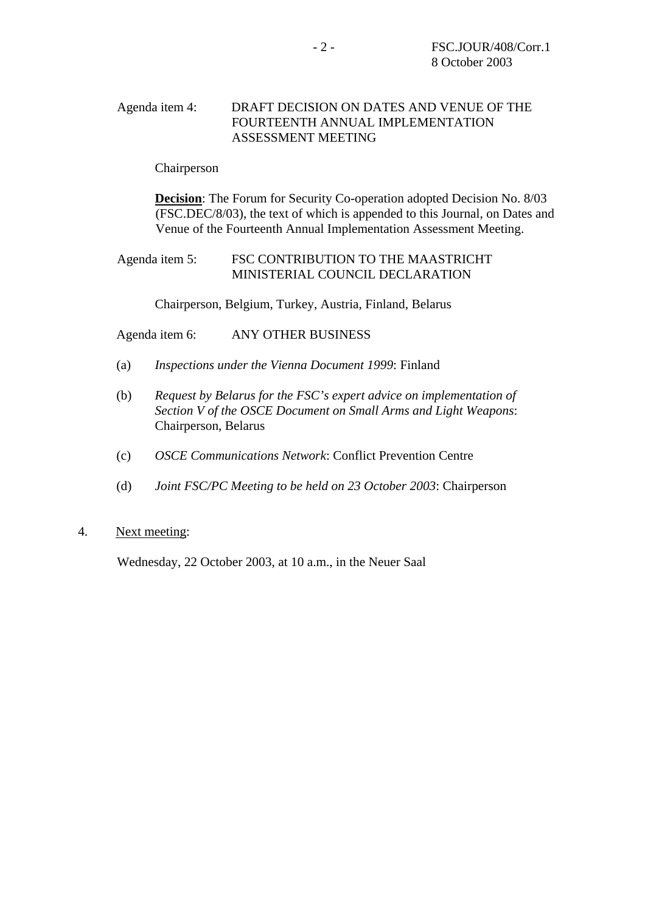Agenda item 4: DRAFT DECISION ON DATES AND VENUE OF THE FOURTEENTH ANNUAL IMPLEMENTATION ASSESSMENT MEETING

Chairperson

**Decision**: The Forum for Security Co-operation adopted Decision No. 8/03 (FSC.DEC/8/03), the text of which is appended to this Journal, on Dates and Venue of the Fourteenth Annual Implementation Assessment Meeting.

Agenda item 5: FSC CONTRIBUTION TO THE MAASTRICHT MINISTERIAL COUNCIL DECLARATION

Chairperson, Belgium, Turkey, Austria, Finland, Belarus

Agenda item 6: ANY OTHER BUSINESS

(a) *Inspections under the Vienna Document 1999*: Finland

(b) *Request by Belarus for the FSC's expert advice on implementation of Section V of the OSCE Document on Small Arms and Light Weapons*: Chairperson, Belarus

(c) *OSCE Communications Network*: Conflict Prevention Centre

(d) *Joint FSC/PC Meeting to be held on 23 October 2003*: Chairperson

4. Next meeting:

Wednesday, 22 October 2003, at 10 a.m., in the Neuer Saal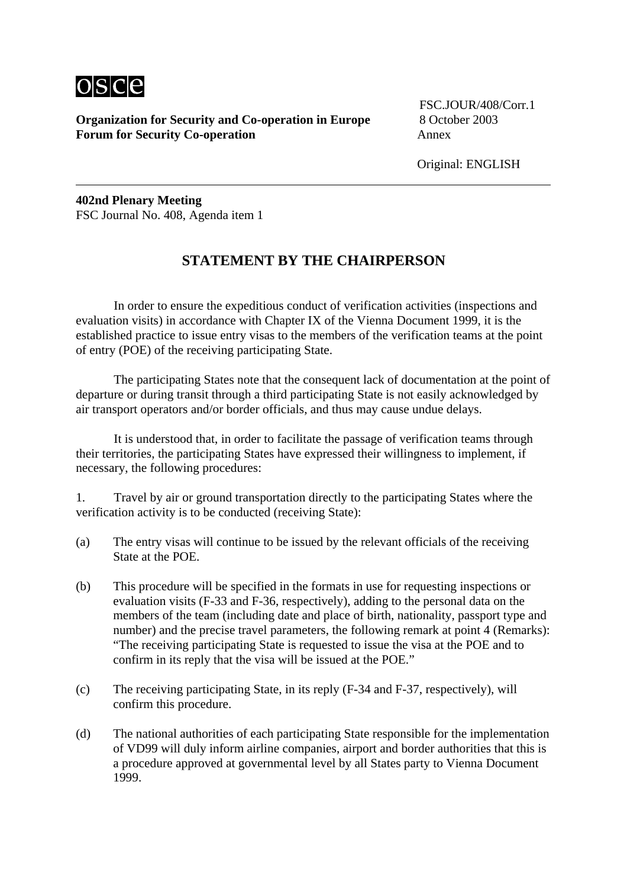FSC.JOUR/408/Corr.1
8 October 2003
Annex

Original: ENGLISH

**Organization for Security and Co-operation in Europe**
**Forum for Security Co-operation**

---

**402nd Plenary Meeting**
FSC Journal No. 408, Agenda item 1

## STATEMENT BY THE CHAIRPERSON

In order to ensure the expeditious conduct of verification activities (inspections and evaluation visits) in accordance with Chapter IX of the Vienna Document 1999, it is the established practice to issue entry visas to the members of the verification teams at the point of entry (POE) of the receiving participating State.

The participating States note that the consequent lack of documentation at the point of departure or during transit through a third participating State is not easily acknowledged by air transport operators and/or border officials, and thus may cause undue delays.

It is understood that, in order to facilitate the passage of verification teams through their territories, the participating States have expressed their willingness to implement, if necessary, the following procedures:

1. Travel by air or ground transportation directly to the participating States where the verification activity is to be conducted (receiving State):

(a) The entry visas will continue to be issued by the relevant officials of the receiving State at the POE.

(b) This procedure will be specified in the formats in use for requesting inspections or evaluation visits (F-33 and F-36, respectively), adding to the personal data on the members of the team (including date and place of birth, nationality, passport type and number) and the precise travel parameters, the following remark at point 4 (Remarks): "The receiving participating State is requested to issue the visa at the POE and to confirm in its reply that the visa will be issued at the POE."

(c) The receiving participating State, in its reply (F-34 and F-37, respectively), will confirm this procedure.

(d) The national authorities of each participating State responsible for the implementation of VD99 will duly inform airline companies, airport and border authorities that this is a procedure approved at governmental level by all States party to Vienna Document 1999.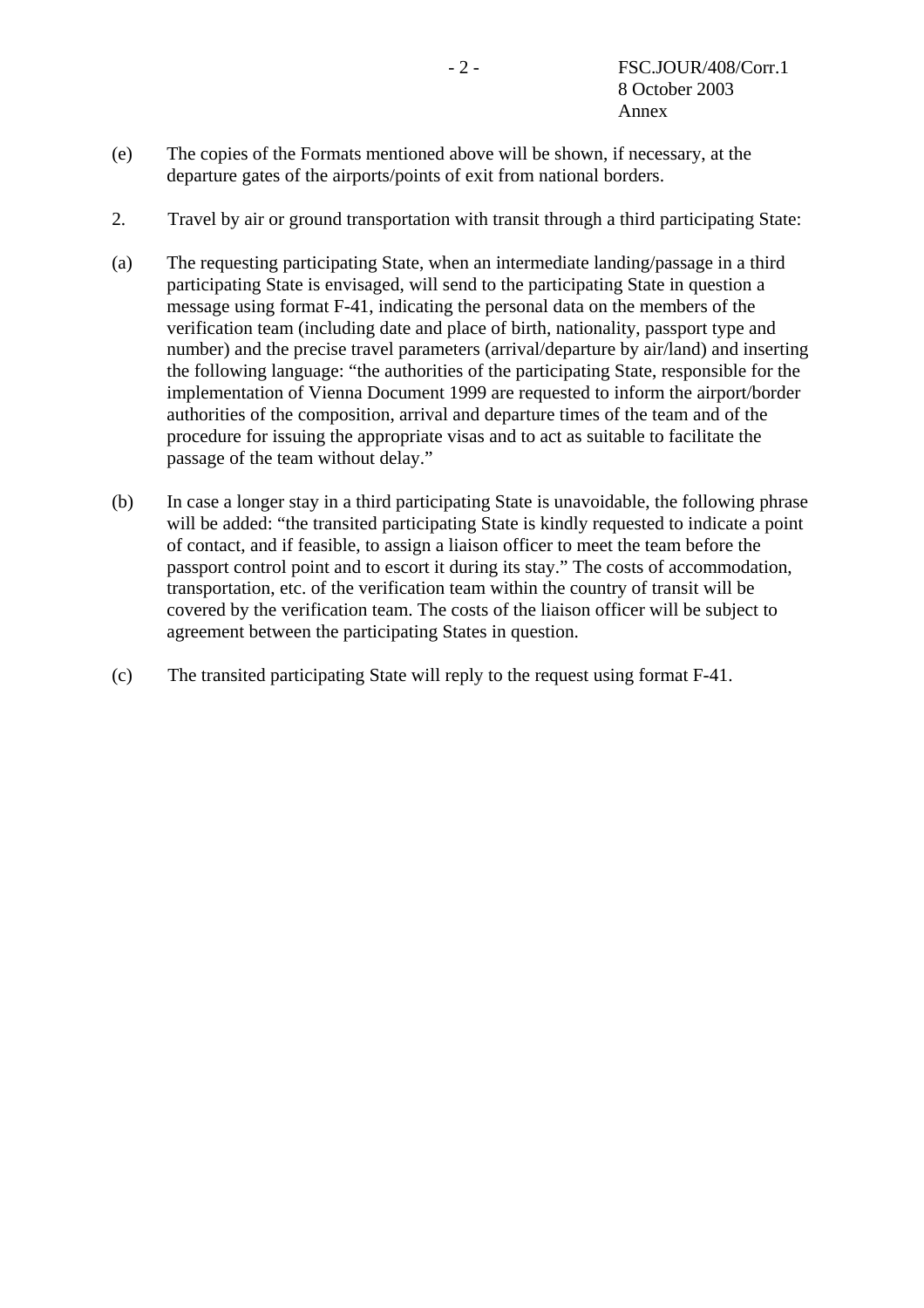(e) The copies of the Formats mentioned above will be shown, if necessary, at the departure gates of the airports/points of exit from national borders.

2. Travel by air or ground transportation with transit through a third participating State:

(a) The requesting participating State, when an intermediate landing/passage in a third participating State is envisaged, will send to the participating State in question a message using format F-41, indicating the personal data on the members of the verification team (including date and place of birth, nationality, passport type and number) and the precise travel parameters (arrival/departure by air/land) and inserting the following language: "the authorities of the participating State, responsible for the implementation of Vienna Document 1999 are requested to inform the airport/border authorities of the composition, arrival and departure times of the team and of the procedure for issuing the appropriate visas and to act as suitable to facilitate the passage of the team without delay."

(b) In case a longer stay in a third participating State is unavoidable, the following phrase will be added: "the transited participating State is kindly requested to indicate a point of contact, and if feasible, to assign a liaison officer to meet the team before the passport control point and to escort it during its stay." The costs of accommodation, transportation, etc. of the verification team within the country of transit will be covered by the verification team. The costs of the liaison officer will be subject to agreement between the participating States in question.

(c) The transited participating State will reply to the request using format F-41.